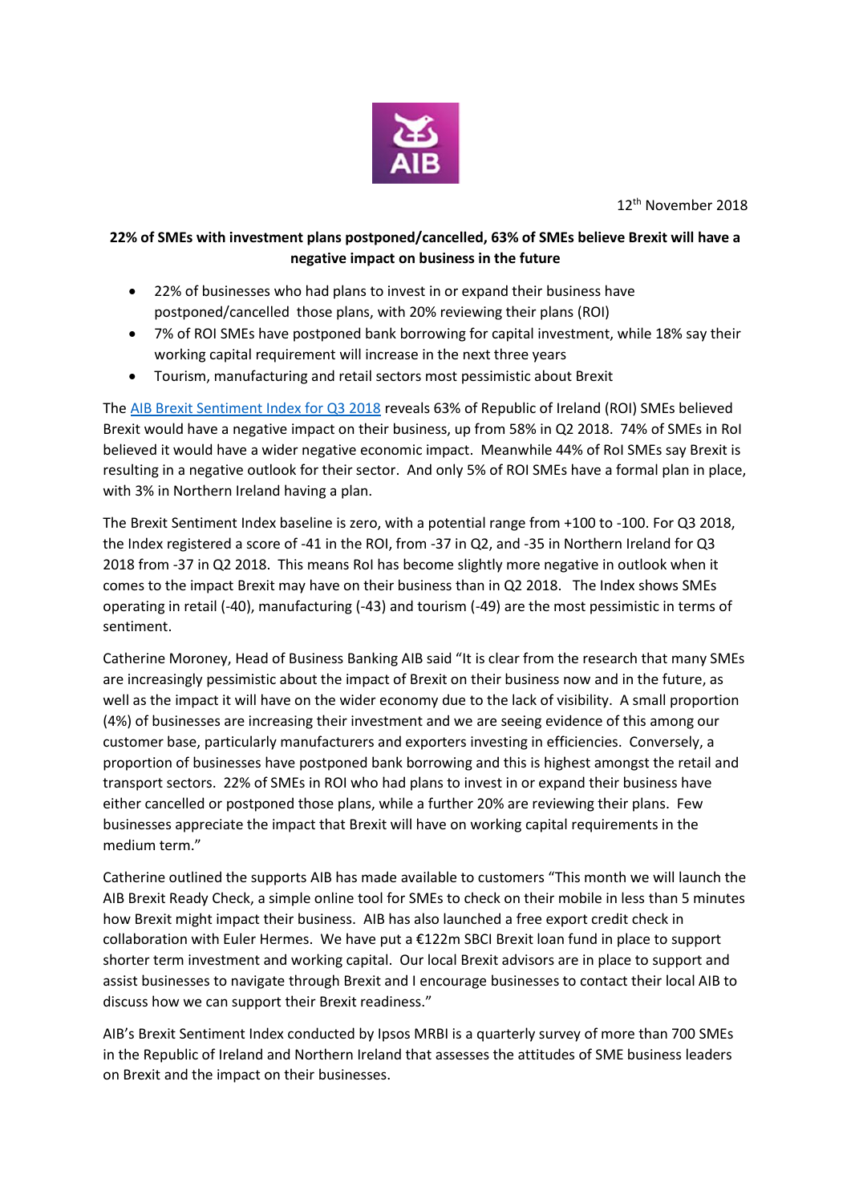12th November 2018

**22% of SMEs with investment plans postponed/cancelled, 63% of SMEs believe Brexit will have a negative impact on business in the future**

- 22% of businesses who had plans to invest in or expand their business have postponed/cancelled those plans, with 20% reviewing their plans (ROI)
- 7% of ROI SMEs have postponed bank borrowing for capital investment, while 18% say their working capital requirement will increase in the next three years
- Tourism, manufacturing and retail sectors most pessimistic about Brexit

The [AIB Brexit Sentiment Index for Q3 2018]() reveals 63% of Republic of Ireland (ROI) SMEs believed Brexit would have a negative impact on their business, up from 58% in Q2 2018. 74% of SMEs in RoI believed it would have a wider negative economic impact. Meanwhile 44% of RoI SMEs say Brexit is resulting in a negative outlook for their sector. And only 5% of ROI SMEs have a formal plan in place, with 3% in Northern Ireland having a plan.

The Brexit Sentiment Index baseline is zero, with a potential range from +100 to -100. For Q3 2018, the Index registered a score of -41 in the ROI, from -37 in Q2, and -35 in Northern Ireland for Q3 2018 from -37 in Q2 2018. This means RoI has become slightly more negative in outlook when it comes to the impact Brexit may have on their business than in Q2 2018. The Index shows SMEs operating in retail (-40), manufacturing (-43) and tourism (-49) are the most pessimistic in terms of sentiment.

Catherine Moroney, Head of Business Banking AIB said "It is clear from the research that many SMEs are increasingly pessimistic about the impact of Brexit on their business now and in the future, as well as the impact it will have on the wider economy due to the lack of visibility. A small proportion (4%) of businesses are increasing their investment and we are seeing evidence of this among our customer base, particularly manufacturers and exporters investing in efficiencies. Conversely, a proportion of businesses have postponed bank borrowing and this is highest amongst the retail and transport sectors. 22% of SMEs in ROI who had plans to invest in or expand their business have either cancelled or postponed those plans, while a further 20% are reviewing their plans. Few businesses appreciate the impact that Brexit will have on working capital requirements in the medium term."

Catherine outlined the supports AIB has made available to customers "This month we will launch the AIB Brexit Ready Check, a simple online tool for SMEs to check on their mobile in less than 5 minutes how Brexit might impact their business. AIB has also launched a free export credit check in collaboration with Euler Hermes. We have put a €122m SBCI Brexit loan fund in place to support shorter term investment and working capital. Our local Brexit advisors are in place to support and assist businesses to navigate through Brexit and I encourage businesses to contact their local AIB to discuss how we can support their Brexit readiness."

AIB's Brexit Sentiment Index conducted by Ipsos MRBI is a quarterly survey of more than 700 SMEs in the Republic of Ireland and Northern Ireland that assesses the attitudes of SME business leaders on Brexit and the impact on their businesses.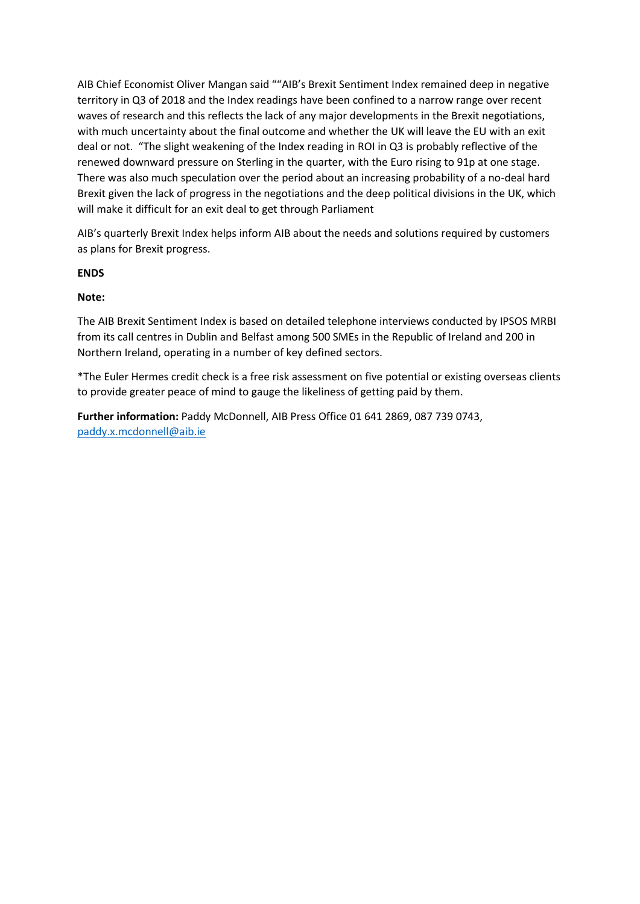AIB Chief Economist Oliver Mangan said ""AIB's Brexit Sentiment Index remained deep in negative territory in Q3 of 2018 and the Index readings have been confined to a narrow range over recent waves of research and this reflects the lack of any major developments in the Brexit negotiations, with much uncertainty about the final outcome and whether the UK will leave the EU with an exit deal or not. "The slight weakening of the Index reading in ROI in Q3 is probably reflective of the renewed downward pressure on Sterling in the quarter, with the Euro rising to 91p at one stage. There was also much speculation over the period about an increasing probability of a no-deal hard Brexit given the lack of progress in the negotiations and the deep political divisions in the UK, which will make it difficult for an exit deal to get through Parliament

AIB's quarterly Brexit Index helps inform AIB about the needs and solutions required by customers as plans for Brexit progress.

**ENDS**

**Note:**

The AIB Brexit Sentiment Index is based on detailed telephone interviews conducted by IPSOS MRBI from its call centres in Dublin and Belfast among 500 SMEs in the Republic of Ireland and 200 in Northern Ireland, operating in a number of key defined sectors.

*The Euler Hermes credit check is a free risk assessment on five potential or existing overseas clients to provide greater peace of mind to gauge the likeliness of getting paid by them.

**Further information:** Paddy McDonnell, AIB Press Office 01 641 2869, 087 739 0743, [paddy.x.mcdonnell@aib.ie](mailto:paddy.x.mcdonnell@aib.ie)